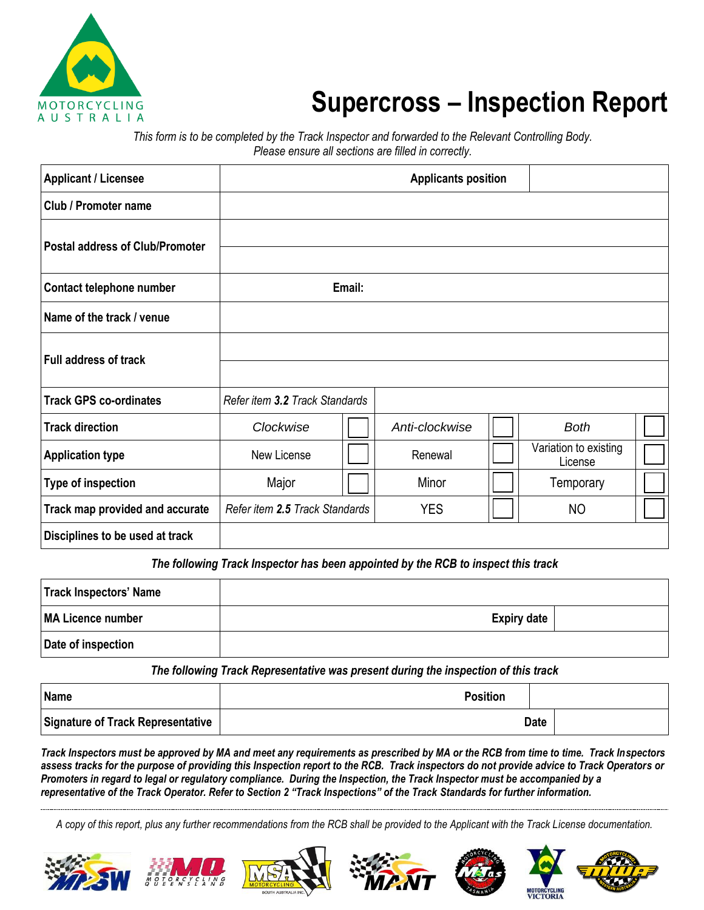MOTORCYCLING AUSTRALIA

# Supercross – Inspection Report

*This form is to be completed by the Track Inspector and forwarded to the Relevant Controlling Body.*
*Please ensure all sections are filled in correctly.*

| **Applicant / Licensee** | | | | **Applicants position** | | |
|---|---|---|---|---|---|---|
| **Club / Promoter name** | | | | | | |
| **Postal address of Club/Promoter** | | | | | | |
| | | | | | | |
| **Contact telephone number** | | **Email:** | | | | |
| **Name of the track / venue** | | | | | | |
| **Full address of track** | | | | | | |
| | | | | | | |
| **Track GPS co-ordinates** | *Refer item **3.2** Track Standards* | | | | | |
| **Track direction** | *Clockwise* | ☐ | *Anti-clockwise* | ☐ | *Both* | ☐ |
| **Application type** | New License | ☐ | Renewal | ☐ | Variation to existing License | ☐ |
| **Type of inspection** | Major | ☐ | Minor | ☐ | Temporary | ☐ |
| **Track map provided and accurate** | *Refer item **2.5** Track Standards* | | YES | ☐ | NO | ☐ |
| **Disciplines to be used at track** | | | | | | |

***The following Track Inspector has been appointed by the RCB to inspect this track***

| **Track Inspectors' Name** | | | |
|---|---|---|---|
| **MA Licence number** | | **Expiry date** | |
| **Date of inspection** | | | |

***The following Track Representative was present during the inspection of this track***

| **Name** | | **Position** | |
|---|---|---|---|
| **Signature of Track Representative** | | **Date** | |

***Track Inspectors must be approved by MA and meet any requirements as prescribed by MA or the RCB from time to time. Track Inspectors assess tracks for the purpose of providing this Inspection report to the RCB. Track inspectors do not provide advice to Track Operators or Promoters in regard to legal or regulatory compliance. During the Inspection, the Track Inspector must be accompanied by a representative of the Track Operator. Refer to Section 2 "Track Inspections" of the Track Standards for further information.***

---

*A copy of this report, plus any further recommendations from the RCB shall be provided to the Applicant with the Track License documentation.*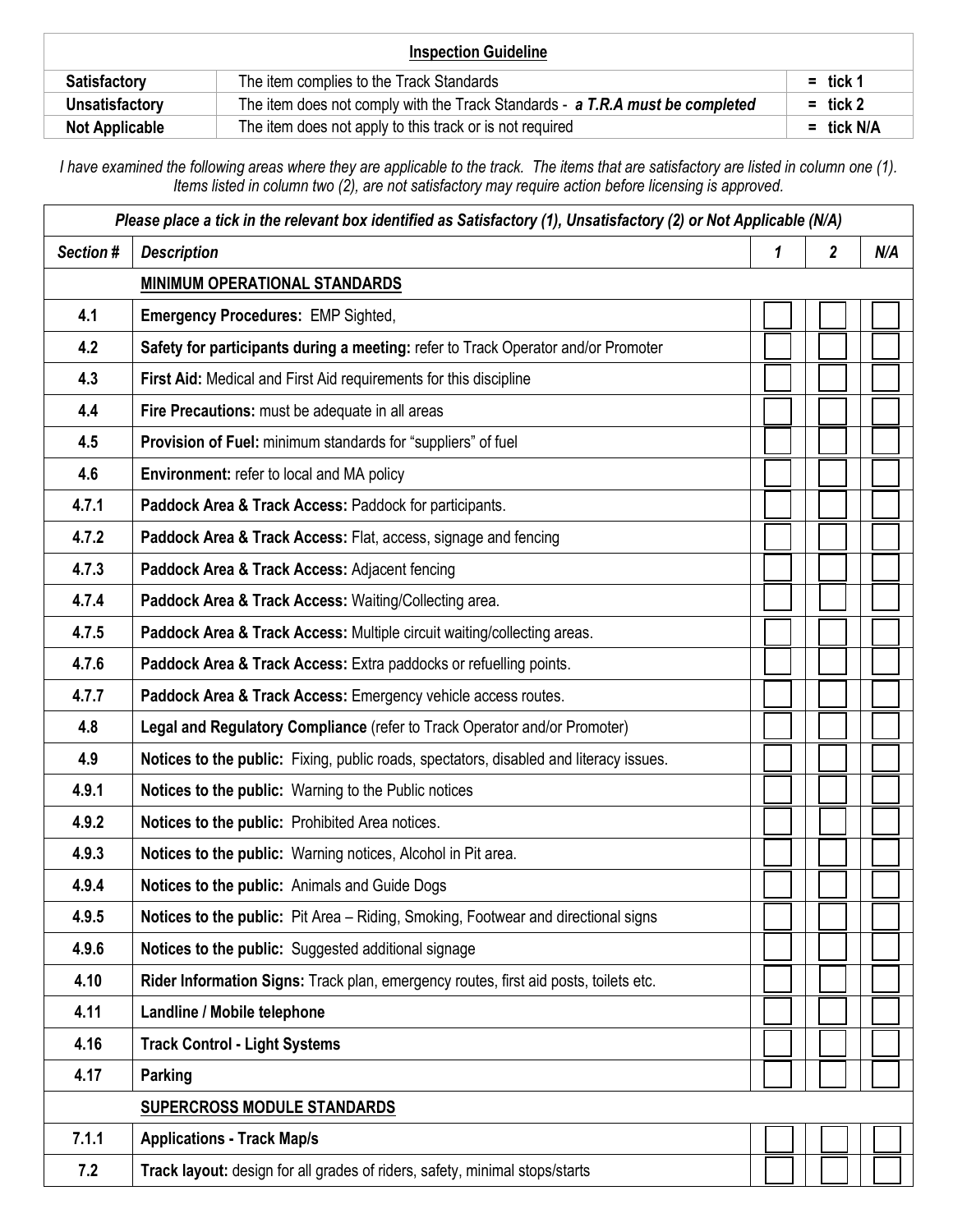| Inspection Guideline | | |
|---|---|---|
| **Satisfactory** | The item complies to the Track Standards | = tick 1 |
| **Unsatisfactory** | The item does not comply with the Track Standards - ***a T.R.A must be completed*** | = tick 2 |
| **Not Applicable** | The item does not apply to this track or is not required | = tick N/A |

*I have examined the following areas where they are applicable to the track. The items that are satisfactory are listed in column one (1). Items listed in column two (2), are not satisfactory may require action before licensing is approved.*

| ***Please place a tick in the relevant box identified as Satisfactory (1), Unsatisfactory (2) or Not Applicable (N/A)*** | | | | |
|---|---|---|---|---|
| ***Section #*** | ***Description*** | ***1*** | ***2*** | ***N/A*** |
| | **MINIMUM OPERATIONAL STANDARDS** | | | |
| **4.1** | **Emergency Procedures:** EMP Sighted, | ☐ | ☐ | ☐ |
| **4.2** | **Safety for participants during a meeting:** refer to Track Operator and/or Promoter | ☐ | ☐ | ☐ |
| **4.3** | **First Aid:** Medical and First Aid requirements for this discipline | ☐ | ☐ | ☐ |
| **4.4** | **Fire Precautions:** must be adequate in all areas | ☐ | ☐ | ☐ |
| **4.5** | **Provision of Fuel:** minimum standards for "suppliers" of fuel | ☐ | ☐ | ☐ |
| **4.6** | **Environment:** refer to local and MA policy | ☐ | ☐ | ☐ |
| **4.7.1** | **Paddock Area & Track Access:** Paddock for participants. | ☐ | ☐ | ☐ |
| **4.7.2** | **Paddock Area & Track Access:** Flat, access, signage and fencing | ☐ | ☐ | ☐ |
| **4.7.3** | **Paddock Area & Track Access:** Adjacent fencing | ☐ | ☐ | ☐ |
| **4.7.4** | **Paddock Area & Track Access:** Waiting/Collecting area. | ☐ | ☐ | ☐ |
| **4.7.5** | **Paddock Area & Track Access:** Multiple circuit waiting/collecting areas. | ☐ | ☐ | ☐ |
| **4.7.6** | **Paddock Area & Track Access:** Extra paddocks or refuelling points. | ☐ | ☐ | ☐ |
| **4.7.7** | **Paddock Area & Track Access:** Emergency vehicle access routes. | ☐ | ☐ | ☐ |
| **4.8** | **Legal and Regulatory Compliance** (refer to Track Operator and/or Promoter) | ☐ | ☐ | ☐ |
| **4.9** | **Notices to the public:** Fixing, public roads, spectators, disabled and literacy issues. | ☐ | ☐ | ☐ |
| **4.9.1** | **Notices to the public:** Warning to the Public notices | ☐ | ☐ | ☐ |
| **4.9.2** | **Notices to the public:** Prohibited Area notices. | ☐ | ☐ | ☐ |
| **4.9.3** | **Notices to the public:** Warning notices, Alcohol in Pit area. | ☐ | ☐ | ☐ |
| **4.9.4** | **Notices to the public:** Animals and Guide Dogs | ☐ | ☐ | ☐ |
| **4.9.5** | **Notices to the public:** Pit Area – Riding, Smoking, Footwear and directional signs | ☐ | ☐ | ☐ |
| **4.9.6** | **Notices to the public:** Suggested additional signage | ☐ | ☐ | ☐ |
| **4.10** | **Rider Information Signs:** Track plan, emergency routes, first aid posts, toilets etc. | ☐ | ☐ | ☐ |
| **4.11** | **Landline / Mobile telephone** | ☐ | ☐ | ☐ |
| **4.16** | **Track Control - Light Systems** | ☐ | ☐ | ☐ |
| **4.17** | **Parking** | ☐ | ☐ | ☐ |
| | **SUPERCROSS MODULE STANDARDS** | | | |
| **7.1.1** | **Applications - Track Map/s** | ☐ | ☐ | ☐ |
| **7.2** | **Track layout:** design for all grades of riders, safety, minimal stops/starts | ☐ | ☐ | ☐ |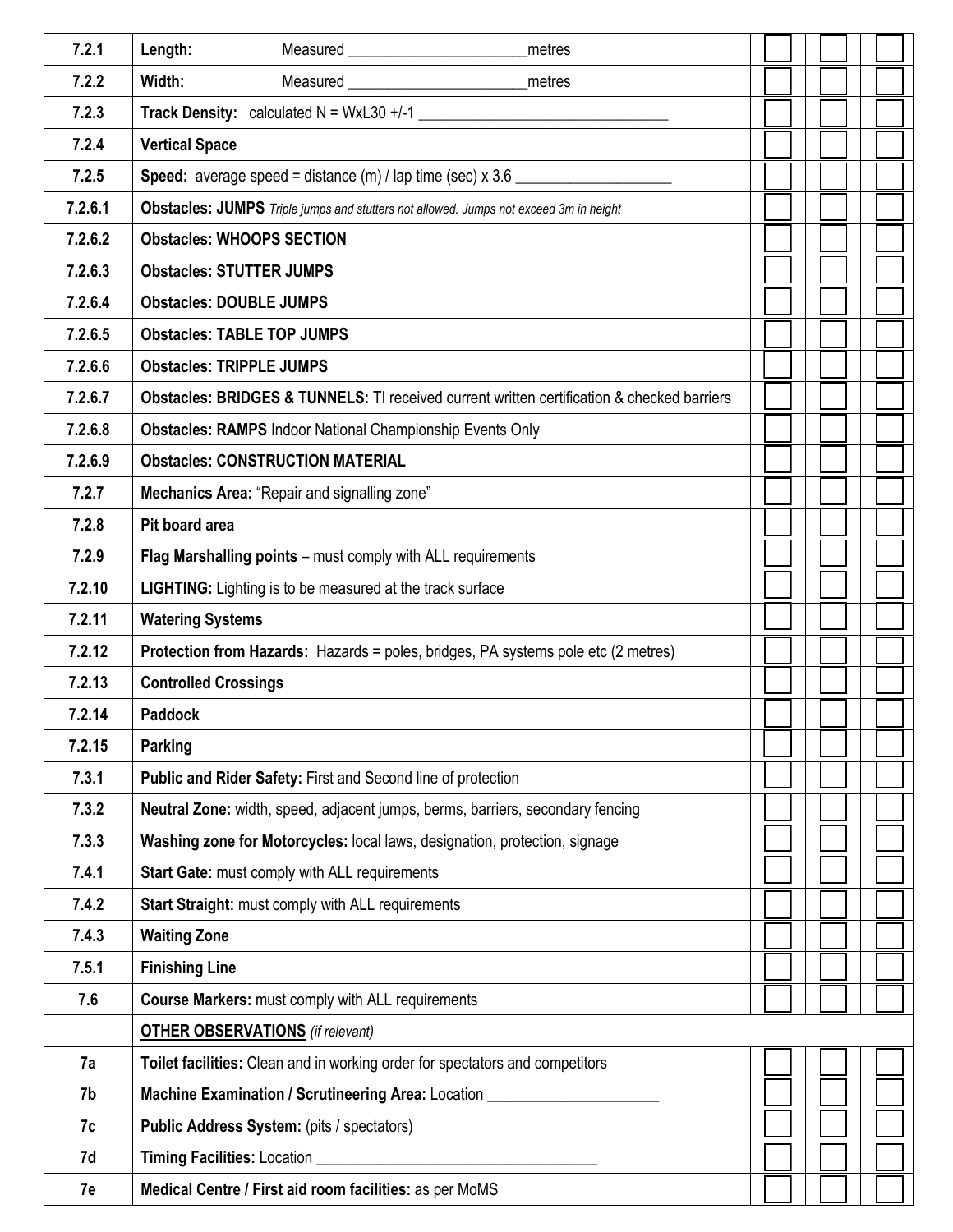| | | | | |
|---|---|---|---|---|
| 7.2.1 | **Length:** Measured ______________________metres | ☐ | ☐ | ☐ |
| 7.2.2 | **Width:** Measured ______________________metres | ☐ | ☐ | ☐ |
| 7.2.3 | **Track Density:** calculated N = WxL30 +/-1 ________________________________ | ☐ | ☐ | ☐ |
| 7.2.4 | **Vertical Space** | ☐ | ☐ | ☐ |
| 7.2.5 | **Speed:** average speed = distance (m) / lap time (sec) x 3.6 ____________________ | ☐ | ☐ | ☐ |
| 7.2.6.1 | **Obstacles: JUMPS** *Triple jumps and stutters not allowed. Jumps not exceed 3m in height* | ☐ | ☐ | ☐ |
| 7.2.6.2 | **Obstacles: WHOOPS SECTION** | ☐ | ☐ | ☐ |
| 7.2.6.3 | **Obstacles: STUTTER JUMPS** | ☐ | ☐ | ☐ |
| 7.2.6.4 | **Obstacles: DOUBLE JUMPS** | ☐ | ☐ | ☐ |
| 7.2.6.5 | **Obstacles: TABLE TOP JUMPS** | ☐ | ☐ | ☐ |
| 7.2.6.6 | **Obstacles: TRIPPLE JUMPS** | ☐ | ☐ | ☐ |
| 7.2.6.7 | **Obstacles: BRIDGES & TUNNELS:** TI received current written certification & checked barriers | ☐ | ☐ | ☐ |
| 7.2.6.8 | **Obstacles: RAMPS** Indoor National Championship Events Only | ☐ | ☐ | ☐ |
| 7.2.6.9 | **Obstacles: CONSTRUCTION MATERIAL** | ☐ | ☐ | ☐ |
| 7.2.7 | **Mechanics Area:** "Repair and signalling zone" | ☐ | ☐ | ☐ |
| 7.2.8 | **Pit board area** | ☐ | ☐ | ☐ |
| 7.2.9 | **Flag Marshalling points** – must comply with ALL requirements | ☐ | ☐ | ☐ |
| 7.2.10 | **LIGHTING:** Lighting is to be measured at the track surface | ☐ | ☐ | ☐ |
| 7.2.11 | **Watering Systems** | ☐ | ☐ | ☐ |
| 7.2.12 | **Protection from Hazards:** Hazards = poles, bridges, PA systems pole etc (2 metres) | ☐ | ☐ | ☐ |
| 7.2.13 | **Controlled Crossings** | ☐ | ☐ | ☐ |
| 7.2.14 | **Paddock** | ☐ | ☐ | ☐ |
| 7.2.15 | **Parking** | ☐ | ☐ | ☐ |
| 7.3.1 | **Public and Rider Safety:** First and Second line of protection | ☐ | ☐ | ☐ |
| 7.3.2 | **Neutral Zone:** width, speed, adjacent jumps, berms, barriers, secondary fencing | ☐ | ☐ | ☐ |
| 7.3.3 | **Washing zone for Motorcycles:** local laws, designation, protection, signage | ☐ | ☐ | ☐ |
| 7.4.1 | **Start Gate:** must comply with ALL requirements | ☐ | ☐ | ☐ |
| 7.4.2 | **Start Straight:** must comply with ALL requirements | ☐ | ☐ | ☐ |
| 7.4.3 | **Waiting Zone** | ☐ | ☐ | ☐ |
| 7.5.1 | **Finishing Line** | ☐ | ☐ | ☐ |
| 7.6 | **Course Markers:** must comply with ALL requirements | ☐ | ☐ | ☐ |
| | **OTHER OBSERVATIONS** *(if relevant)* | | | |
| 7a | **Toilet facilities:** Clean and in working order for spectators and competitors | ☐ | ☐ | ☐ |
| 7b | **Machine Examination / Scrutineering Area:** Location ______________________ | ☐ | ☐ | ☐ |
| 7c | **Public Address System:** (pits / spectators) | ☐ | ☐ | ☐ |
| 7d | **Timing Facilities:** Location ____________________________________ | ☐ | ☐ | ☐ |
| 7e | **Medical Centre / First aid room facilities:** as per MoMS | ☐ | ☐ | ☐ |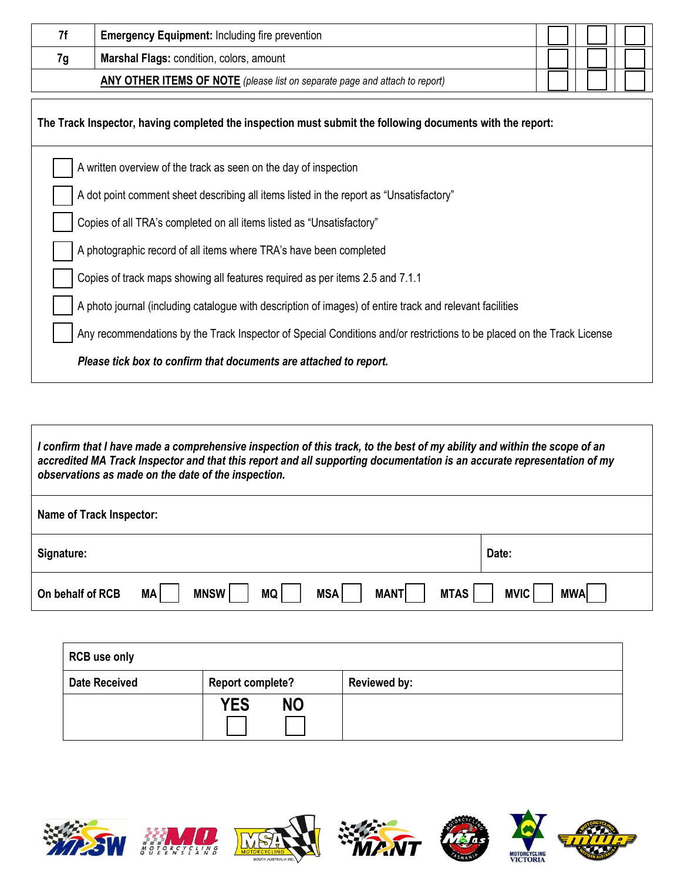| | | | | |
|---|---|---|---|---|
| 7f | **Emergency Equipment:** Including fire prevention | ☐ | ☐ | ☐ |
| 7g | **Marshal Flags:** condition, colors, amount | ☐ | ☐ | ☐ |
| | **ANY OTHER ITEMS OF NOTE** *(please list on separate page and attach to report)* | ☐ | ☐ | ☐ |

**The Track Inspector, having completed the inspection must submit the following documents with the report:**

- ☐ A written overview of the track as seen on the day of inspection
- ☐ A dot point comment sheet describing all items listed in the report as "Unsatisfactory"
- ☐ Copies of all TRA's completed on all items listed as "Unsatisfactory"
- ☐ A photographic record of all items where TRA's have been completed
- ☐ Copies of track maps showing all features required as per items 2.5 and 7.1.1
- ☐ A photo journal (including catalogue with description of images) of entire track and relevant facilities
- ☐ Any recommendations by the Track Inspector of Special Conditions and/or restrictions to be placed on the Track License

***Please tick box to confirm that documents are attached to report.***

***I confirm that I have made a comprehensive inspection of this track, to the best of my ability and within the scope of an accredited MA Track Inspector and that this report and all supporting documentation is an accurate representation of my observations as made on the date of the inspection.***

**Name of Track Inspector:**

**Signature:** **Date:**

**On behalf of RCB** **MA** ☐ **MNSW** ☐ **MQ** ☐ **MSA** ☐ **MANT** ☐ **MTAS** ☐ **MVIC** ☐ **MWA** ☐

| RCB use only | | |
|---|---|---|
| **Date Received** | **Report complete?** | **Reviewed by:** |
| | **YES** ☐ **NO** ☐ | |